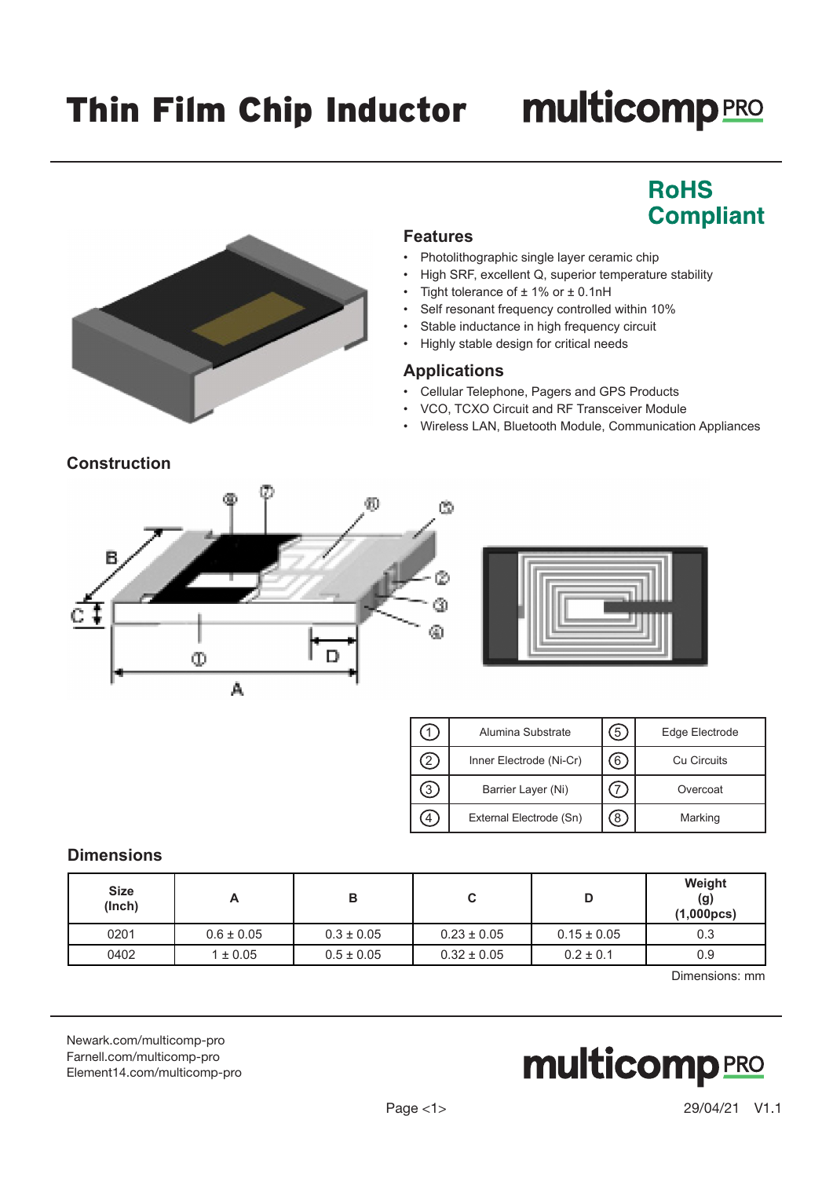# Thin Film Chip Inductor

**RoHS Compliant**

## Features

- Photolithographic single layer ceramic chip
- High SRF, excellent Q, superior temperature stability
- Tight tolerance of ± 1% or ± 0.1nH
- Self resonant frequency controlled within 10%
- Stable inductance in high frequency circuit
- Highly stable design for critical needs

## Applications

- Cellular Telephone, Pagers and GPS Products
- VCO, TCXO Circuit and RF Transceiver Module
- Wireless LAN, Bluetooth Module, Communication Appliances

## Construction

| No. | Component | No. | Component |
|---|---|---|---|
| 1 | Alumina Substrate | 5 | Edge Electrode |
| 2 | Inner Electrode (Ni-Cr) | 6 | Cu Circuits |
| 3 | Barrier Layer (Ni) | 7 | Overcoat |
| 4 | External Electrode (Sn) | 8 | Marking |

## Dimensions

| Size (Inch) | A | B | C | D | Weight (g) (1,000pcs) |
|---|---|---|---|---|---|
| 0201 | 0.6 ± 0.05 | 0.3 ± 0.05 | 0.23 ± 0.05 | 0.15 ± 0.05 | 0.3 |
| 0402 | 1 ± 0.05 | 0.5 ± 0.05 | 0.32 ± 0.05 | 0.2 ± 0.1 | 0.9 |

Dimensions: mm

Newark.com/multicomp-pro
Farnell.com/multicomp-pro
Element14.com/multicomp-pro

29/04/21 V1.1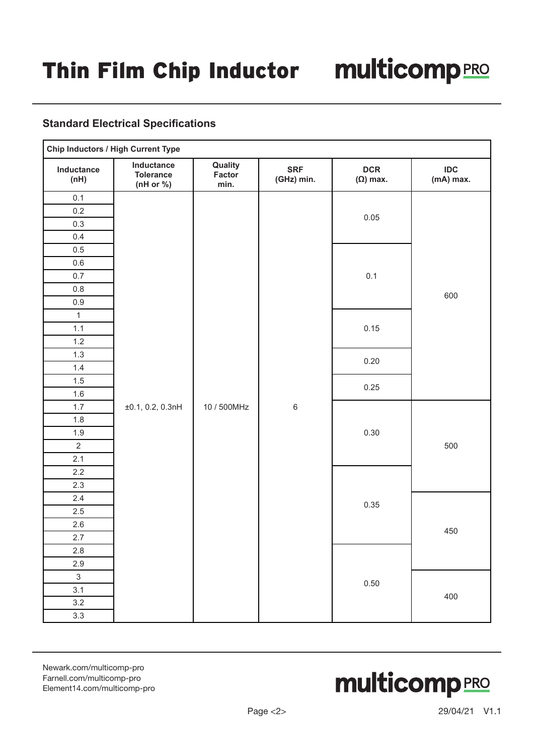## Standard Electrical Specifications

| Chip Inductors / High Current Type | | | | | |
|---|---|---|---|---|---|
| **Inductance (nH)** | **Inductance Tolerance (nH or %)** | **Quality Factor min.** | **SRF (GHz) min.** | **DCR (Ω) max.** | **IDC (mA) max.** |
| 0.1 | ±0.1, 0.2, 0.3nH | 10 / 500MHz | 6 | 0.05 | 600 |
| 0.2 | ±0.1, 0.2, 0.3nH | 10 / 500MHz | 6 | 0.05 | 600 |
| 0.3 | ±0.1, 0.2, 0.3nH | 10 / 500MHz | 6 | 0.05 | 600 |
| 0.4 | ±0.1, 0.2, 0.3nH | 10 / 500MHz | 6 | 0.05 | 600 |
| 0.5 | ±0.1, 0.2, 0.3nH | 10 / 500MHz | 6 | 0.1 | 600 |
| 0.6 | ±0.1, 0.2, 0.3nH | 10 / 500MHz | 6 | 0.1 | 600 |
| 0.7 | ±0.1, 0.2, 0.3nH | 10 / 500MHz | 6 | 0.1 | 600 |
| 0.8 | ±0.1, 0.2, 0.3nH | 10 / 500MHz | 6 | 0.1 | 600 |
| 0.9 | ±0.1, 0.2, 0.3nH | 10 / 500MHz | 6 | 0.1 | 600 |
| 1 | ±0.1, 0.2, 0.3nH | 10 / 500MHz | 6 | 0.15 | 600 |
| 1.1 | ±0.1, 0.2, 0.3nH | 10 / 500MHz | 6 | 0.15 | 600 |
| 1.2 | ±0.1, 0.2, 0.3nH | 10 / 500MHz | 6 | 0.15 | 600 |
| 1.3 | ±0.1, 0.2, 0.3nH | 10 / 500MHz | 6 | 0.20 | 600 |
| 1.4 | ±0.1, 0.2, 0.3nH | 10 / 500MHz | 6 | 0.20 | 600 |
| 1.5 | ±0.1, 0.2, 0.3nH | 10 / 500MHz | 6 | 0.25 | 600 |
| 1.6 | ±0.1, 0.2, 0.3nH | 10 / 500MHz | 6 | 0.25 | 600 |
| 1.7 | ±0.1, 0.2, 0.3nH | 10 / 500MHz | 6 | 0.30 | 500 |
| 1.8 | ±0.1, 0.2, 0.3nH | 10 / 500MHz | 6 | 0.30 | 500 |
| 1.9 | ±0.1, 0.2, 0.3nH | 10 / 500MHz | 6 | 0.30 | 500 |
| 2 | ±0.1, 0.2, 0.3nH | 10 / 500MHz | 6 | 0.30 | 500 |
| 2.1 | ±0.1, 0.2, 0.3nH | 10 / 500MHz | 6 | 0.30 | 500 |
| 2.2 | ±0.1, 0.2, 0.3nH | 10 / 500MHz | 6 | 0.35 | 500 |
| 2.3 | ±0.1, 0.2, 0.3nH | 10 / 500MHz | 6 | 0.35 | 500 |
| 2.4 | ±0.1, 0.2, 0.3nH | 10 / 500MHz | 6 | 0.35 | 450 |
| 2.5 | ±0.1, 0.2, 0.3nH | 10 / 500MHz | 6 | 0.35 | 450 |
| 2.6 | ±0.1, 0.2, 0.3nH | 10 / 500MHz | 6 | 0.35 | 450 |
| 2.7 | ±0.1, 0.2, 0.3nH | 10 / 500MHz | 6 | 0.35 | 450 |
| 2.8 | ±0.1, 0.2, 0.3nH | 10 / 500MHz | 6 | 0.50 | 450 |
| 2.9 | ±0.1, 0.2, 0.3nH | 10 / 500MHz | 6 | 0.50 | 450 |
| 3 | ±0.1, 0.2, 0.3nH | 10 / 500MHz | 6 | 0.50 | 400 |
| 3.1 | ±0.1, 0.2, 0.3nH | 10 / 500MHz | 6 | 0.50 | 400 |
| 3.2 | ±0.1, 0.2, 0.3nH | 10 / 500MHz | 6 | 0.50 | 400 |
| 3.3 | ±0.1, 0.2, 0.3nH | 10 / 500MHz | 6 | 0.50 | 400 |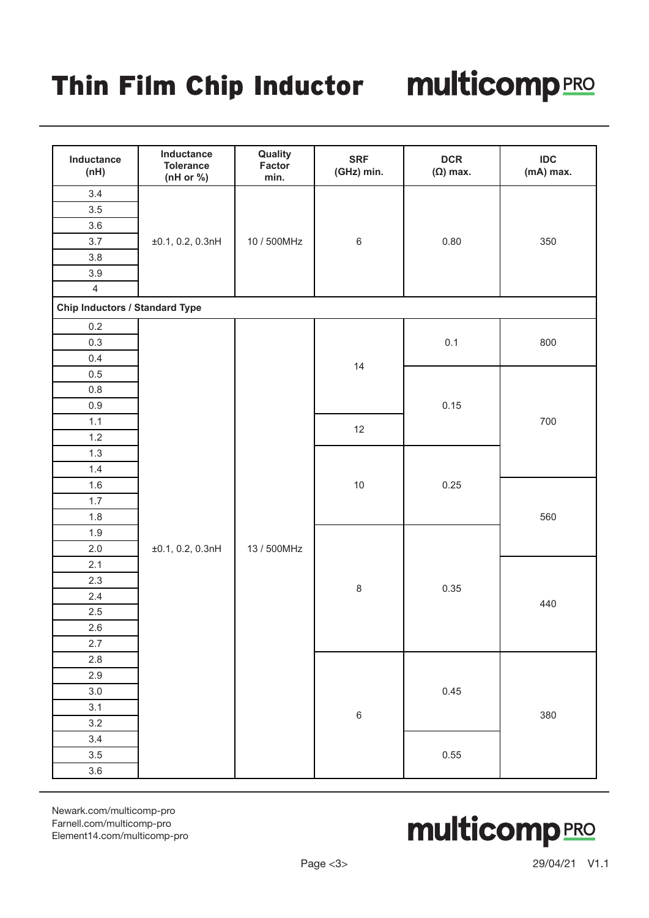# Thin Film Chip Inductor

| Inductance (nH) | Inductance Tolerance (nH or %) | Quality Factor min. | SRF (GHz) min. | DCR (Ω) max. | IDC (mA) max. |
|---|---|---|---|---|---|
| 3.4 | ±0.1, 0.2, 0.3nH | 10 / 500MHz | 6 | 0.80 | 350 |
| 3.5 | | | | | |
| 3.6 | | | | | |
| 3.7 | | | | | |
| 3.8 | | | | | |
| 3.9 | | | | | |
| 4 | | | | | |
| **Chip Inductors / Standard Type** | | | | | |
| 0.2 | ±0.1, 0.2, 0.3nH | 13 / 500MHz | 14 | 0.1 | 800 |
| 0.3 | | | | | |
| 0.4 | | | | | |
| 0.5 | | | | 0.15 | 700 |
| 0.8 | | | | | |
| 0.9 | | | | | |
| 1.1 | | | 12 | | |
| 1.2 | | | | | |
| 1.3 | | | 10 | 0.25 | |
| 1.4 | | | | | |
| 1.6 | | | | | 560 |
| 1.7 | | | | | |
| 1.8 | | | | | |
| 1.9 | | | 8 | 0.35 | |
| 2.0 | | | | | |
| 2.1 | | | | | 440 |
| 2.3 | | | | | |
| 2.4 | | | | | |
| 2.5 | | | | | |
| 2.6 | | | | | |
| 2.7 | | | | | |
| 2.8 | | | 6 | 0.45 | 380 |
| 2.9 | | | | | |
| 3.0 | | | | | |
| 3.1 | | | | | |
| 3.2 | | | | | |
| 3.4 | | | | 0.55 | |
| 3.5 | | | | | |
| 3.6 | | | | | |

Newark.com/multicomp-pro
Farnell.com/multicomp-pro
Element14.com/multicomp-pro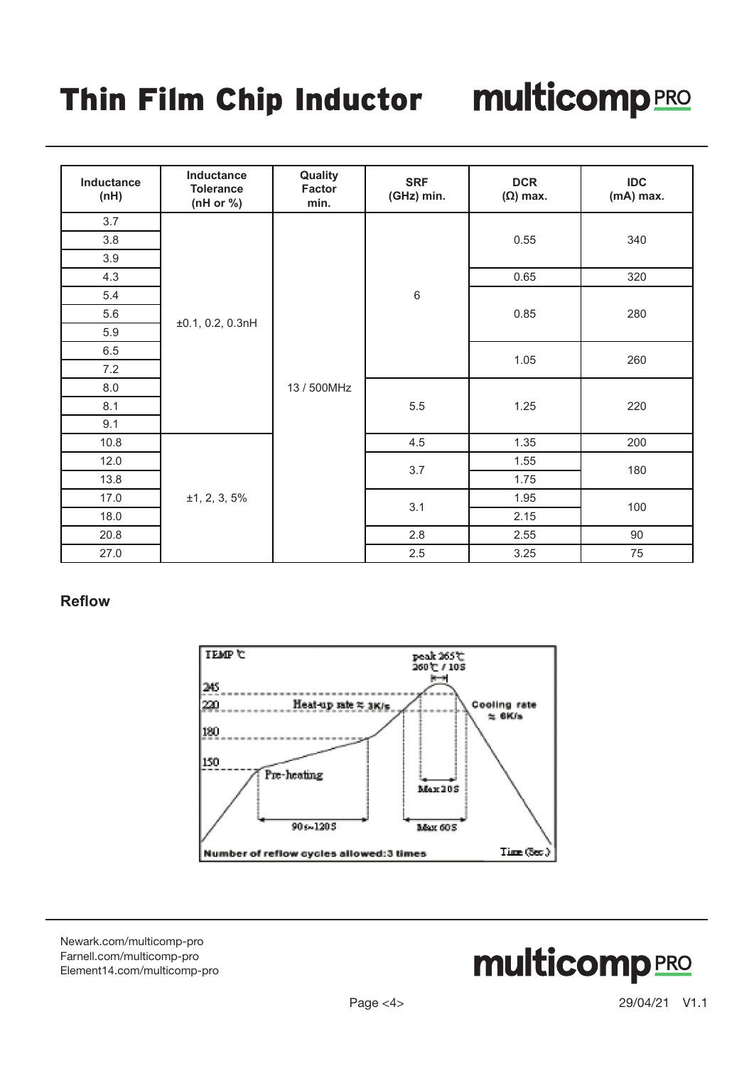| Inductance (nH) | Inductance Tolerance (nH or %) | Quality Factor min. | SRF (GHz) min. | DCR (Ω) max. | IDC (mA) max. |
|---|---|---|---|---|---|
| 3.7 | ±0.1, 0.2, 0.3nH | 13 / 500MHz | 6 | 0.55 | 340 |
| 3.8 | ±0.1, 0.2, 0.3nH | 13 / 500MHz | 6 | 0.55 | 340 |
| 3.9 | ±0.1, 0.2, 0.3nH | 13 / 500MHz | 6 | 0.55 | 340 |
| 4.3 | ±0.1, 0.2, 0.3nH | 13 / 500MHz | 6 | 0.65 | 320 |
| 5.4 | ±0.1, 0.2, 0.3nH | 13 / 500MHz | 6 | 0.85 | 280 |
| 5.6 | ±0.1, 0.2, 0.3nH | 13 / 500MHz | 6 | 0.85 | 280 |
| 5.9 | ±0.1, 0.2, 0.3nH | 13 / 500MHz | 6 | 0.85 | 280 |
| 6.5 | ±0.1, 0.2, 0.3nH | 13 / 500MHz | 6 | 1.05 | 260 |
| 7.2 | ±0.1, 0.2, 0.3nH | 13 / 500MHz | 6 | 1.05 | 260 |
| 8.0 | ±0.1, 0.2, 0.3nH | 13 / 500MHz | 5.5 | 1.25 | 220 |
| 8.1 | ±0.1, 0.2, 0.3nH | 13 / 500MHz | 5.5 | 1.25 | 220 |
| 9.1 | ±0.1, 0.2, 0.3nH | 13 / 500MHz | 5.5 | 1.25 | 220 |
| 10.8 | ±1, 2, 3, 5% | 13 / 500MHz | 4.5 | 1.35 | 200 |
| 12.0 | ±1, 2, 3, 5% | 13 / 500MHz | 3.7 | 1.55 | 180 |
| 13.8 | ±1, 2, 3, 5% | 13 / 500MHz | 3.7 | 1.75 | 180 |
| 17.0 | ±1, 2, 3, 5% | 13 / 500MHz | 3.1 | 1.95 | 100 |
| 18.0 | ±1, 2, 3, 5% | 13 / 500MHz | 3.1 | 2.15 | 100 |
| 20.8 | ±1, 2, 3, 5% | 13 / 500MHz | 2.8 | 2.55 | 90 |
| 27.0 | ±1, 2, 3, 5% | 13 / 500MHz | 2.5 | 3.25 | 75 |

## Reflow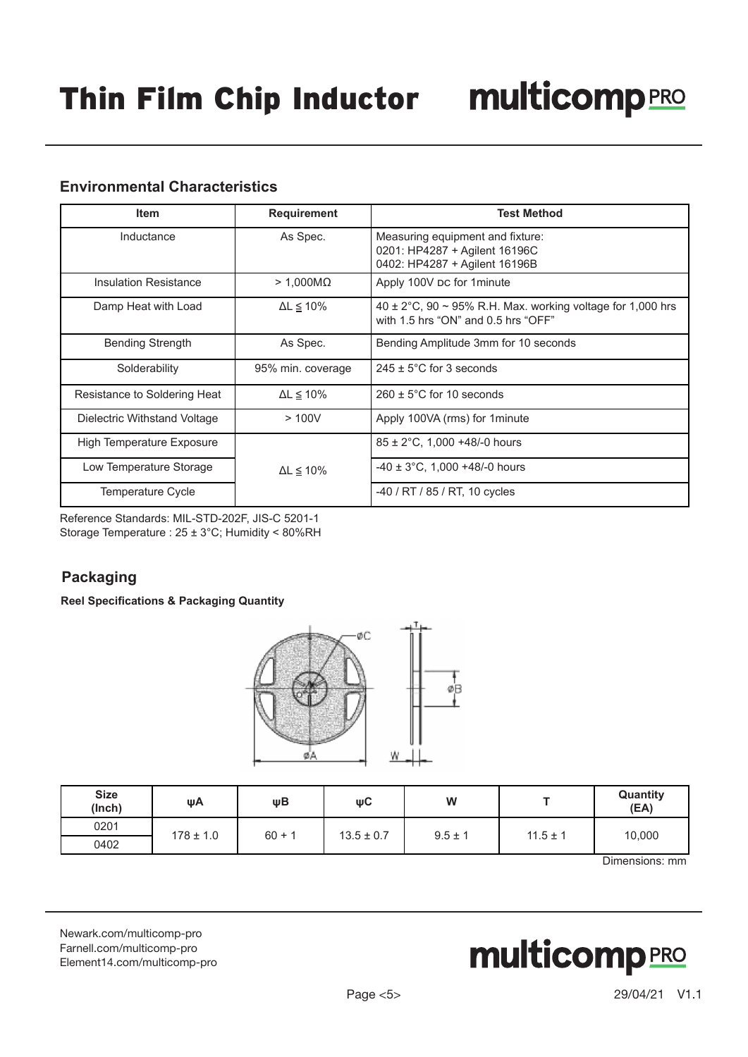# Thin Film Chip Inductor

## Environmental Characteristics

| Item | Requirement | Test Method |
|---|---|---|
| Inductance | As Spec. | Measuring equipment and fixture:<br>0201: HP4287 + Agilent 16196C<br>0402: HP4287 + Agilent 16196B |
| Insulation Resistance | > 1,000MΩ | Apply 100V DC for 1minute |
| Damp Heat with Load | ΔL ≦ 10% | 40 ± 2°C, 90 ~ 95% R.H. Max. working voltage for 1,000 hrs with 1.5 hrs "ON" and 0.5 hrs "OFF" |
| Bending Strength | As Spec. | Bending Amplitude 3mm for 10 seconds |
| Solderability | 95% min. coverage | 245 ± 5°C for 3 seconds |
| Resistance to Soldering Heat | ΔL ≦ 10% | 260 ± 5°C for 10 seconds |
| Dielectric Withstand Voltage | > 100V | Apply 100VA (rms) for 1minute |
| High Temperature Exposure | ΔL ≦ 10% | 85 ± 2°C, 1,000 +48/-0 hours |
| Low Temperature Storage | | -40 ± 3°C, 1,000 +48/-0 hours |
| Temperature Cycle | | -40 / RT / 85 / RT, 10 cycles |

Reference Standards: MIL-STD-202F, JIS-C 5201-1
Storage Temperature : 25 ± 3°C; Humidity < 80%RH

## Packaging

**Reel Specifications & Packaging Quantity**

| Size (Inch) | ψA | ψB | ψC | W | T | Quantity (EA) |
|---|---|---|---|---|---|---|
| 0201 | 178 ± 1.0 | 60 + 1 | 13.5 ± 0.7 | 9.5 ± 1 | 11.5 ± 1 | 10,000 |
| 0402 | | | | | | |

Dimensions: mm

Newark.com/multicomp-pro
Farnell.com/multicomp-pro
Element14.com/multicomp-pro

29/04/21 V1.1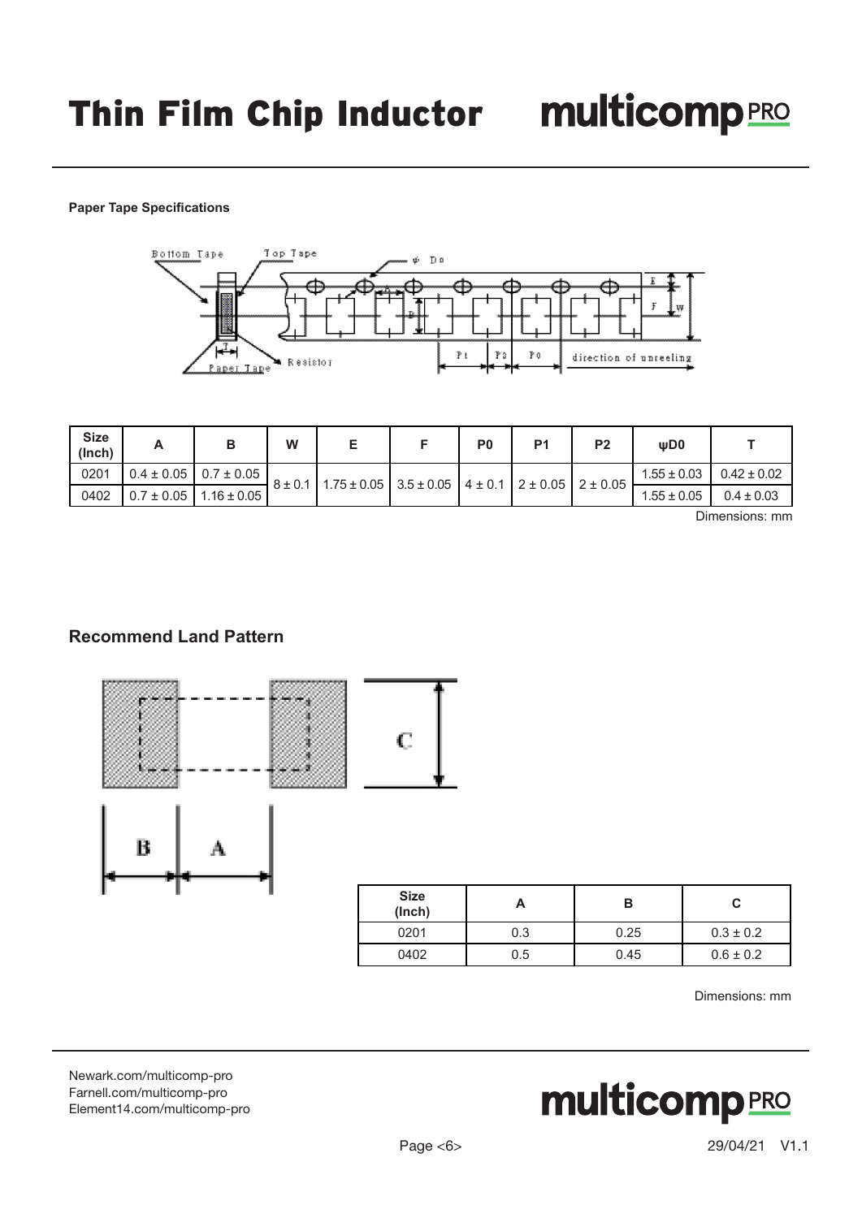**Paper Tape Specifications**

| Size (Inch) | A | B | W | E | F | P0 | P1 | P2 | ψD0 | T |
|---|---|---|---|---|---|---|---|---|---|---|
| 0201 | 0.4 ± 0.05 | 0.7 ± 0.05 | 8 ± 0.1 | 1.75 ± 0.05 | 3.5 ± 0.05 | 4 ± 0.1 | 2 ± 0.05 | 2 ± 0.05 | 1.55 ± 0.03 | 0.42 ± 0.02 |
| 0402 | 0.7 ± 0.05 | 1.16 ± 0.05 | | | | | | | 1.55 ± 0.05 | 0.4 ± 0.03 |

Dimensions: mm

## Recommend Land Pattern

| Size (Inch) | A | B | C |
|---|---|---|---|
| 0201 | 0.3 | 0.25 | 0.3 ± 0.2 |
| 0402 | 0.5 | 0.45 | 0.6 ± 0.2 |

Dimensions: mm

Newark.com/multicomp-pro
Farnell.com/multicomp-pro
Element14.com/multicomp-pro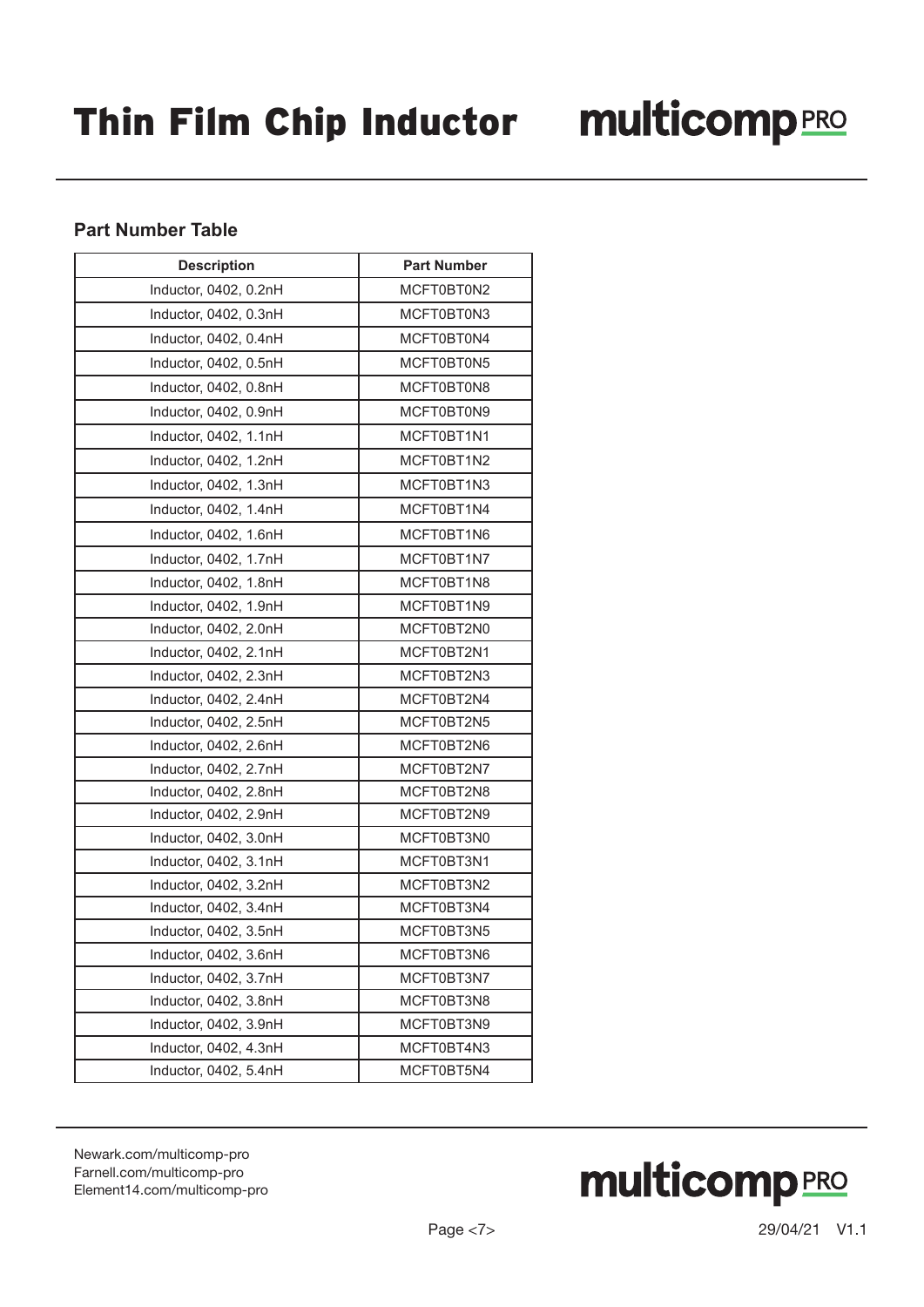## Part Number Table

| Description | Part Number |
|---|---|
| Inductor, 0402, 0.2nH | MCFT0BT0N2 |
| Inductor, 0402, 0.3nH | MCFT0BT0N3 |
| Inductor, 0402, 0.4nH | MCFT0BT0N4 |
| Inductor, 0402, 0.5nH | MCFT0BT0N5 |
| Inductor, 0402, 0.8nH | MCFT0BT0N8 |
| Inductor, 0402, 0.9nH | MCFT0BT0N9 |
| Inductor, 0402, 1.1nH | MCFT0BT1N1 |
| Inductor, 0402, 1.2nH | MCFT0BT1N2 |
| Inductor, 0402, 1.3nH | MCFT0BT1N3 |
| Inductor, 0402, 1.4nH | MCFT0BT1N4 |
| Inductor, 0402, 1.6nH | MCFT0BT1N6 |
| Inductor, 0402, 1.7nH | MCFT0BT1N7 |
| Inductor, 0402, 1.8nH | MCFT0BT1N8 |
| Inductor, 0402, 1.9nH | MCFT0BT1N9 |
| Inductor, 0402, 2.0nH | MCFT0BT2N0 |
| Inductor, 0402, 2.1nH | MCFT0BT2N1 |
| Inductor, 0402, 2.3nH | MCFT0BT2N3 |
| Inductor, 0402, 2.4nH | MCFT0BT2N4 |
| Inductor, 0402, 2.5nH | MCFT0BT2N5 |
| Inductor, 0402, 2.6nH | MCFT0BT2N6 |
| Inductor, 0402, 2.7nH | MCFT0BT2N7 |
| Inductor, 0402, 2.8nH | MCFT0BT2N8 |
| Inductor, 0402, 2.9nH | MCFT0BT2N9 |
| Inductor, 0402, 3.0nH | MCFT0BT3N0 |
| Inductor, 0402, 3.1nH | MCFT0BT3N1 |
| Inductor, 0402, 3.2nH | MCFT0BT3N2 |
| Inductor, 0402, 3.4nH | MCFT0BT3N4 |
| Inductor, 0402, 3.5nH | MCFT0BT3N5 |
| Inductor, 0402, 3.6nH | MCFT0BT3N6 |
| Inductor, 0402, 3.7nH | MCFT0BT3N7 |
| Inductor, 0402, 3.8nH | MCFT0BT3N8 |
| Inductor, 0402, 3.9nH | MCFT0BT3N9 |
| Inductor, 0402, 4.3nH | MCFT0BT4N3 |
| Inductor, 0402, 5.4nH | MCFT0BT5N4 |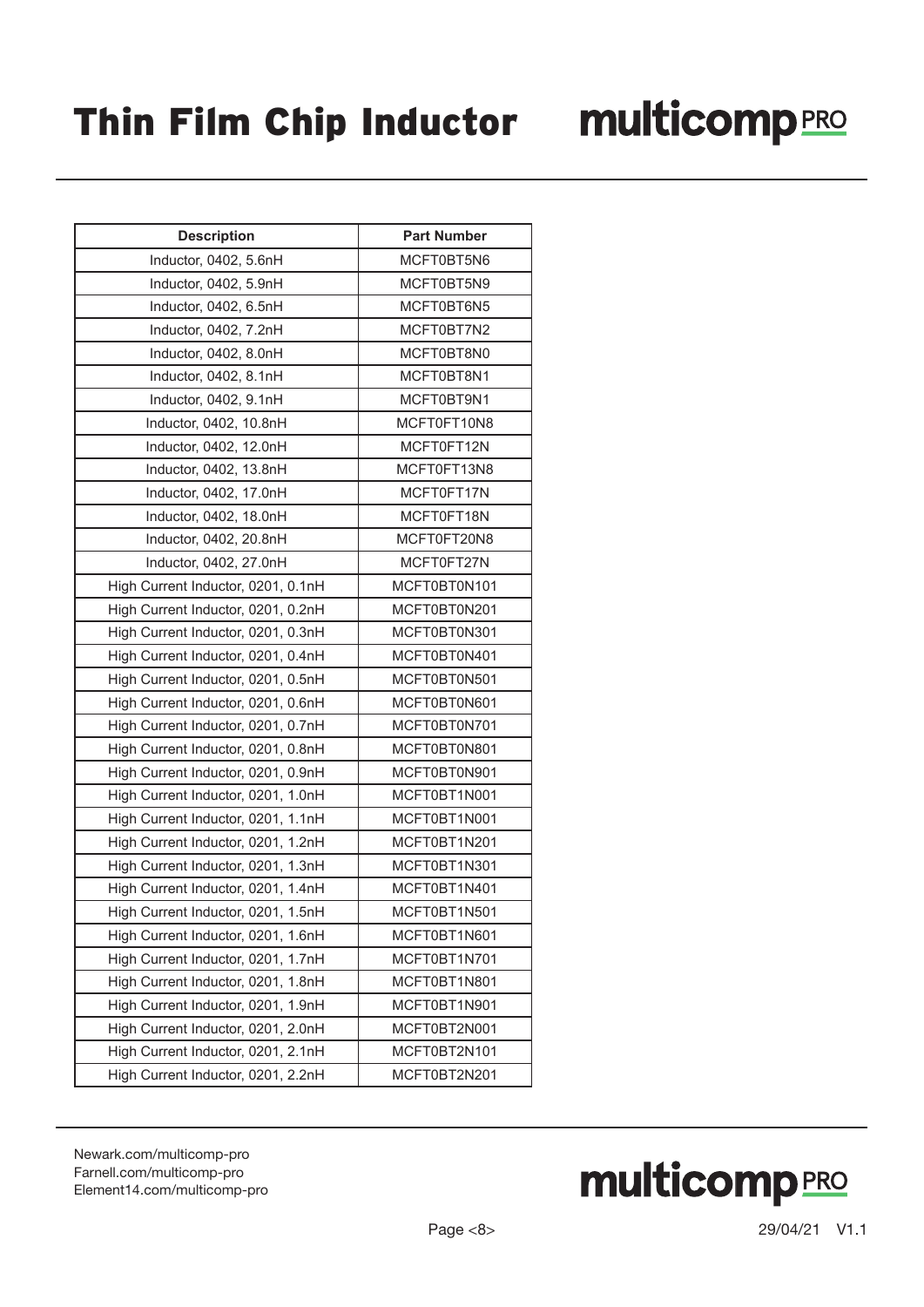# Thin Film Chip Inductor

| Description | Part Number |
|---|---|
| Inductor, 0402, 5.6nH | MCFT0BT5N6 |
| Inductor, 0402, 5.9nH | MCFT0BT5N9 |
| Inductor, 0402, 6.5nH | MCFT0BT6N5 |
| Inductor, 0402, 7.2nH | MCFT0BT7N2 |
| Inductor, 0402, 8.0nH | MCFT0BT8N0 |
| Inductor, 0402, 8.1nH | MCFT0BT8N1 |
| Inductor, 0402, 9.1nH | MCFT0BT9N1 |
| Inductor, 0402, 10.8nH | MCFT0FT10N8 |
| Inductor, 0402, 12.0nH | MCFT0FT12N |
| Inductor, 0402, 13.8nH | MCFT0FT13N8 |
| Inductor, 0402, 17.0nH | MCFT0FT17N |
| Inductor, 0402, 18.0nH | MCFT0FT18N |
| Inductor, 0402, 20.8nH | MCFT0FT20N8 |
| Inductor, 0402, 27.0nH | MCFT0FT27N |
| High Current Inductor, 0201, 0.1nH | MCFT0BT0N101 |
| High Current Inductor, 0201, 0.2nH | MCFT0BT0N201 |
| High Current Inductor, 0201, 0.3nH | MCFT0BT0N301 |
| High Current Inductor, 0201, 0.4nH | MCFT0BT0N401 |
| High Current Inductor, 0201, 0.5nH | MCFT0BT0N501 |
| High Current Inductor, 0201, 0.6nH | MCFT0BT0N601 |
| High Current Inductor, 0201, 0.7nH | MCFT0BT0N701 |
| High Current Inductor, 0201, 0.8nH | MCFT0BT0N801 |
| High Current Inductor, 0201, 0.9nH | MCFT0BT0N901 |
| High Current Inductor, 0201, 1.0nH | MCFT0BT1N001 |
| High Current Inductor, 0201, 1.1nH | MCFT0BT1N001 |
| High Current Inductor, 0201, 1.2nH | MCFT0BT1N201 |
| High Current Inductor, 0201, 1.3nH | MCFT0BT1N301 |
| High Current Inductor, 0201, 1.4nH | MCFT0BT1N401 |
| High Current Inductor, 0201, 1.5nH | MCFT0BT1N501 |
| High Current Inductor, 0201, 1.6nH | MCFT0BT1N601 |
| High Current Inductor, 0201, 1.7nH | MCFT0BT1N701 |
| High Current Inductor, 0201, 1.8nH | MCFT0BT1N801 |
| High Current Inductor, 0201, 1.9nH | MCFT0BT1N901 |
| High Current Inductor, 0201, 2.0nH | MCFT0BT2N001 |
| High Current Inductor, 0201, 2.1nH | MCFT0BT2N101 |
| High Current Inductor, 0201, 2.2nH | MCFT0BT2N201 |

Newark.com/multicomp-pro
Farnell.com/multicomp-pro
Element14.com/multicomp-pro

29/04/21 V1.1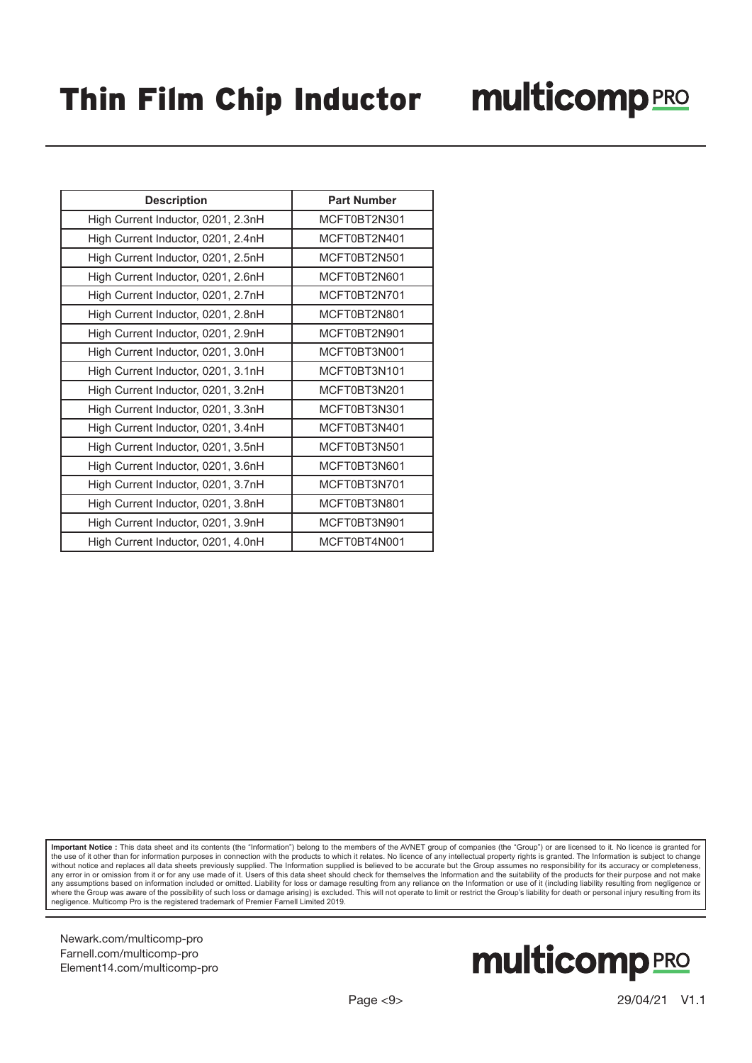| Description | Part Number |
|---|---|
| High Current Inductor, 0201, 2.3nH | MCFT0BT2N301 |
| High Current Inductor, 0201, 2.4nH | MCFT0BT2N401 |
| High Current Inductor, 0201, 2.5nH | MCFT0BT2N501 |
| High Current Inductor, 0201, 2.6nH | MCFT0BT2N601 |
| High Current Inductor, 0201, 2.7nH | MCFT0BT2N701 |
| High Current Inductor, 0201, 2.8nH | MCFT0BT2N801 |
| High Current Inductor, 0201, 2.9nH | MCFT0BT2N901 |
| High Current Inductor, 0201, 3.0nH | MCFT0BT3N001 |
| High Current Inductor, 0201, 3.1nH | MCFT0BT3N101 |
| High Current Inductor, 0201, 3.2nH | MCFT0BT3N201 |
| High Current Inductor, 0201, 3.3nH | MCFT0BT3N301 |
| High Current Inductor, 0201, 3.4nH | MCFT0BT3N401 |
| High Current Inductor, 0201, 3.5nH | MCFT0BT3N501 |
| High Current Inductor, 0201, 3.6nH | MCFT0BT3N601 |
| High Current Inductor, 0201, 3.7nH | MCFT0BT3N701 |
| High Current Inductor, 0201, 3.8nH | MCFT0BT3N801 |
| High Current Inductor, 0201, 3.9nH | MCFT0BT3N901 |
| High Current Inductor, 0201, 4.0nH | MCFT0BT4N001 |

**Important Notice :** This data sheet and its contents (the "Information") belong to the members of the AVNET group of companies (the "Group") or are licensed to it. No licence is granted for the use of it other than for information purposes in connection with the products to which it relates. No licence of any intellectual property rights is granted. The Information is subject to change without notice and replaces all data sheets previously supplied. The Information supplied is believed to be accurate but the Group assumes no responsibility for its accuracy or completeness, any error in or omission from it or for any use made of it. Users of this data sheet should check for themselves the Information and the suitability of the products for their purpose and not make any assumptions based on information included or omitted. Liability for loss or damage resulting from any reliance on the Information or use of it (including liability resulting from negligence or where the Group was aware of the possibility of such loss or damage arising) is excluded. This will not operate to limit or restrict the Group's liability for death or personal injury resulting from its negligence. Multicomp Pro is the registered trademark of Premier Farnell Limited 2019.

Newark.com/multicomp-pro
Farnell.com/multicomp-pro
Element14.com/multicomp-pro